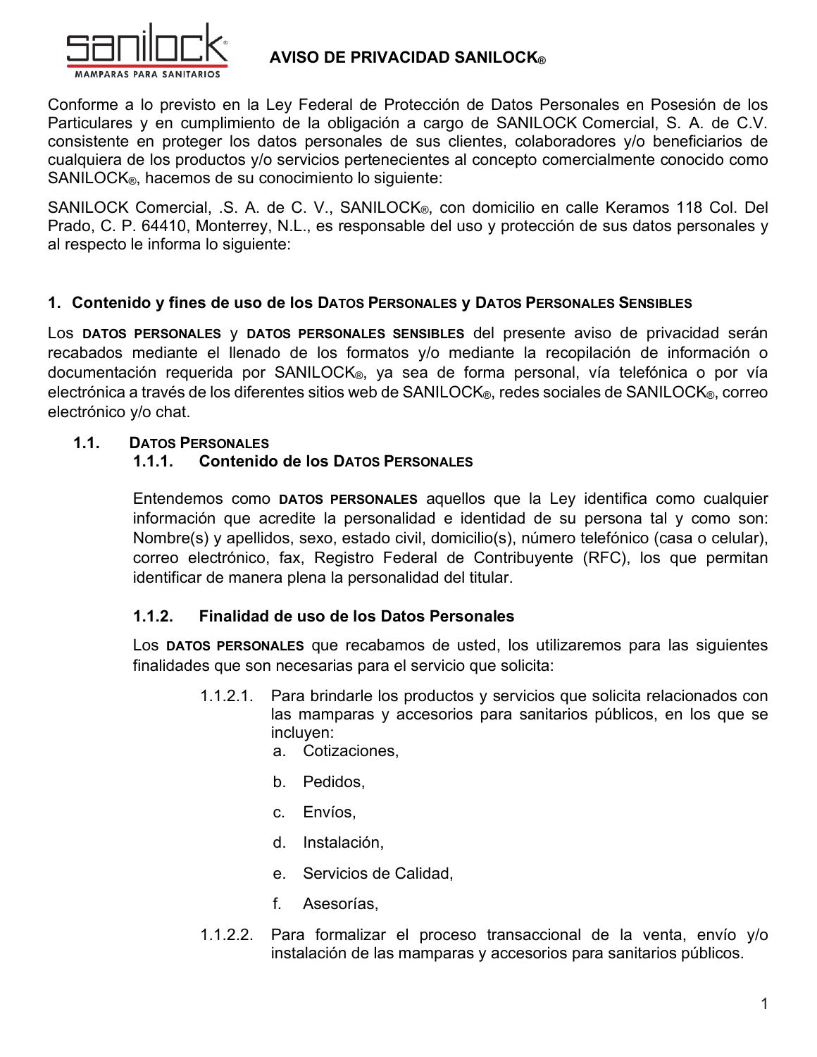# AVISO DE PRIVACIDAD SANILOCK®

Conforme a lo previsto en la Ley Federal de Protección de Datos Personales en Posesión de los Particulares y en cumplimiento de la obligación a cargo de SANILOCK Comercial, S. A. de C.V. consistente en proteger los datos personales de sus clientes, colaboradores y/o beneficiarios de cualquiera de los productos y/o servicios pertenecientes al concepto comercialmente conocido como SANILOCK®, hacemos de su conocimiento lo siguiente:

SANILOCK Comercial, .S. A. de C. V., SANILOCK®, con domicilio en calle Keramos 118 Col. Del Prado, C. P. 64410, Monterrey, N.L., es responsable del uso y protección de sus datos personales y al respecto le informa lo siguiente:

## 1. Contenido y fines de uso de los Datos Personales y Datos Personales Sensibles

Los **DATOS PERSONALES** y **DATOS PERSONALES SENSIBLES** del presente aviso de privacidad serán recabados mediante el llenado de los formatos y/o mediante la recopilación de información o documentación requerida por SANILOCK®, ya sea de forma personal, vía telefónica o por vía electrónica a través de los diferentes sitios web de SANILOCK®, redes sociales de SANILOCK®, correo electrónico y/o chat.

### 1.1. Datos Personales

#### 1.1.1. Contenido de los Datos Personales

Entendemos como **DATOS PERSONALES** aquellos que la Ley identifica como cualquier información que acredite la personalidad e identidad de su persona tal y como son: Nombre(s) y apellidos, sexo, estado civil, domicilio(s), número telefónico (casa o celular), correo electrónico, fax, Registro Federal de Contribuyente (RFC), los que permitan identificar de manera plena la personalidad del titular.

#### 1.1.2. Finalidad de uso de los Datos Personales

Los **DATOS PERSONALES** que recabamos de usted, los utilizaremos para las siguientes finalidades que son necesarias para el servicio que solicita:

1.1.2.1. Para brindarle los productos y servicios que solicita relacionados con las mamparas y accesorios para sanitarios públicos, en los que se incluyen:

a. Cotizaciones,

b. Pedidos,

c. Envíos,

d. Instalación,

e. Servicios de Calidad,

f. Asesorías,

1.1.2.2. Para formalizar el proceso transaccional de la venta, envío y/o instalación de las mamparas y accesorios para sanitarios públicos.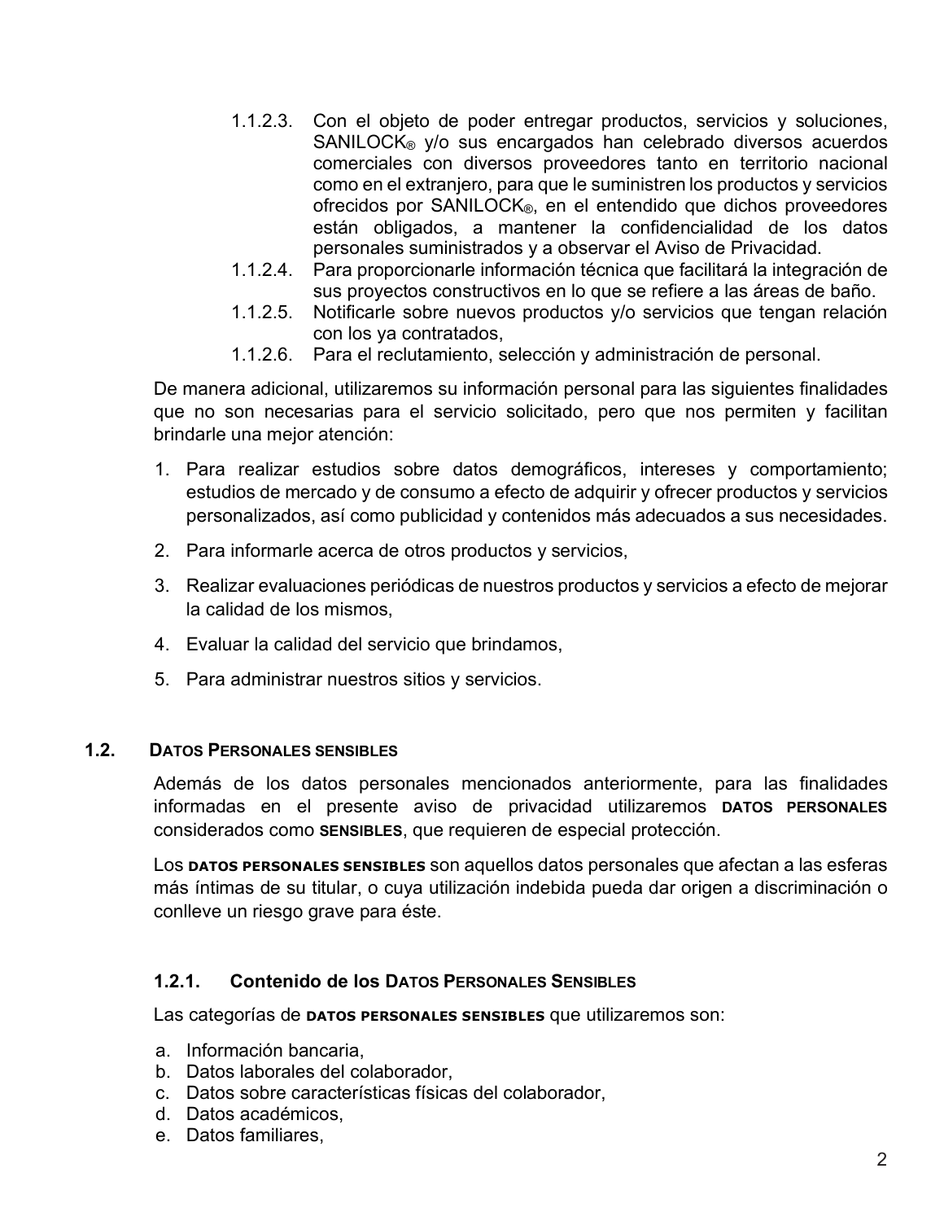1.1.2.3. Con el objeto de poder entregar productos, servicios y soluciones, SANILOCK® y/o sus encargados han celebrado diversos acuerdos comerciales con diversos proveedores tanto en territorio nacional como en el extranjero, para que le suministren los productos y servicios ofrecidos por SANILOCK®, en el entendido que dichos proveedores están obligados, a mantener la confidencialidad de los datos personales suministrados y a observar el Aviso de Privacidad.

1.1.2.4. Para proporcionarle información técnica que facilitará la integración de sus proyectos constructivos en lo que se refiere a las áreas de baño.

1.1.2.5. Notificarle sobre nuevos productos y/o servicios que tengan relación con los ya contratados,

1.1.2.6. Para el reclutamiento, selección y administración de personal.

De manera adicional, utilizaremos su información personal para las siguientes finalidades que no son necesarias para el servicio solicitado, pero que nos permiten y facilitan brindarle una mejor atención:

1. Para realizar estudios sobre datos demográficos, intereses y comportamiento; estudios de mercado y de consumo a efecto de adquirir y ofrecer productos y servicios personalizados, así como publicidad y contenidos más adecuados a sus necesidades.
2. Para informarle acerca de otros productos y servicios,
3. Realizar evaluaciones periódicas de nuestros productos y servicios a efecto de mejorar la calidad de los mismos,
4. Evaluar la calidad del servicio que brindamos,
5. Para administrar nuestros sitios y servicios.

## 1.2. DATOS PERSONALES SENSIBLES

Además de los datos personales mencionados anteriormente, para las finalidades informadas en el presente aviso de privacidad utilizaremos **DATOS PERSONALES** considerados como **SENSIBLES**, que requieren de especial protección.

Los **DATOS PERSONALES SENSIBLES** son aquellos datos personales que afectan a las esferas más íntimas de su titular, o cuya utilización indebida pueda dar origen a discriminación o conlleve un riesgo grave para éste.

### 1.2.1. Contenido de los DATOS PERSONALES SENSIBLES

Las categorías de **DATOS PERSONALES SENSIBLES** que utilizaremos son:

a. Información bancaria,
b. Datos laborales del colaborador,
c. Datos sobre características físicas del colaborador,
d. Datos académicos,
e. Datos familiares,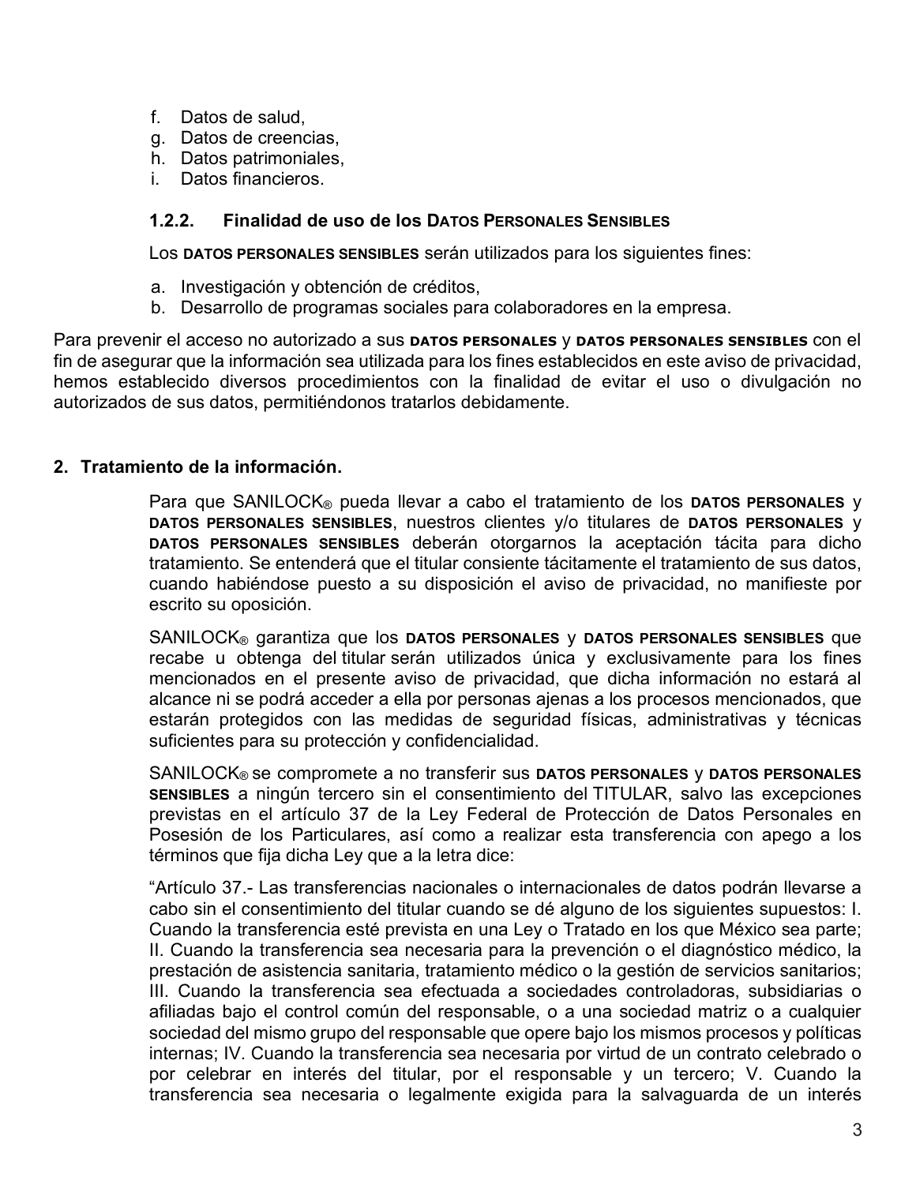f. Datos de salud,
g. Datos de creencias,
h. Datos patrimoniales,
i. Datos financieros.

### 1.2.2. Finalidad de uso de los DATOS PERSONALES SENSIBLES

Los **DATOS PERSONALES SENSIBLES** serán utilizados para los siguientes fines:

a. Investigación y obtención de créditos,
b. Desarrollo de programas sociales para colaboradores en la empresa.

Para prevenir el acceso no autorizado a sus **DATOS PERSONALES** y **DATOS PERSONALES SENSIBLES** con el fin de asegurar que la información sea utilizada para los fines establecidos en este aviso de privacidad, hemos establecido diversos procedimientos con la finalidad de evitar el uso o divulgación no autorizados de sus datos, permitiéndonos tratarlos debidamente.

## 2. Tratamiento de la información.

Para que SANILOCK® pueda llevar a cabo el tratamiento de los **DATOS PERSONALES** y **DATOS PERSONALES SENSIBLES**, nuestros clientes y/o titulares de **DATOS PERSONALES** y **DATOS PERSONALES SENSIBLES** deberán otorgarnos la aceptación tácita para dicho tratamiento. Se entenderá que el titular consiente tácitamente el tratamiento de sus datos, cuando habiéndose puesto a su disposición el aviso de privacidad, no manifieste por escrito su oposición.

SANILOCK® garantiza que los **DATOS PERSONALES** y **DATOS PERSONALES SENSIBLES** que recabe u obtenga del titular serán utilizados única y exclusivamente para los fines mencionados en el presente aviso de privacidad, que dicha información no estará al alcance ni se podrá acceder a ella por personas ajenas a los procesos mencionados, que estarán protegidos con las medidas de seguridad físicas, administrativas y técnicas suficientes para su protección y confidencialidad.

SANILOCK® se compromete a no transferir sus **DATOS PERSONALES** y **DATOS PERSONALES SENSIBLES** a ningún tercero sin el consentimiento del TITULAR, salvo las excepciones previstas en el artículo 37 de la Ley Federal de Protección de Datos Personales en Posesión de los Particulares, así como a realizar esta transferencia con apego a los términos que fija dicha Ley que a la letra dice:

"Artículo 37.- Las transferencias nacionales o internacionales de datos podrán llevarse a cabo sin el consentimiento del titular cuando se dé alguno de los siguientes supuestos: I. Cuando la transferencia esté prevista en una Ley o Tratado en los que México sea parte; II. Cuando la transferencia sea necesaria para la prevención o el diagnóstico médico, la prestación de asistencia sanitaria, tratamiento médico o la gestión de servicios sanitarios; III. Cuando la transferencia sea efectuada a sociedades controladoras, subsidiarias o afiliadas bajo el control común del responsable, o a una sociedad matriz o a cualquier sociedad del mismo grupo del responsable que opere bajo los mismos procesos y políticas internas; IV. Cuando la transferencia sea necesaria por virtud de un contrato celebrado o por celebrar en interés del titular, por el responsable y un tercero; V. Cuando la transferencia sea necesaria o legalmente exigida para la salvaguarda de un interés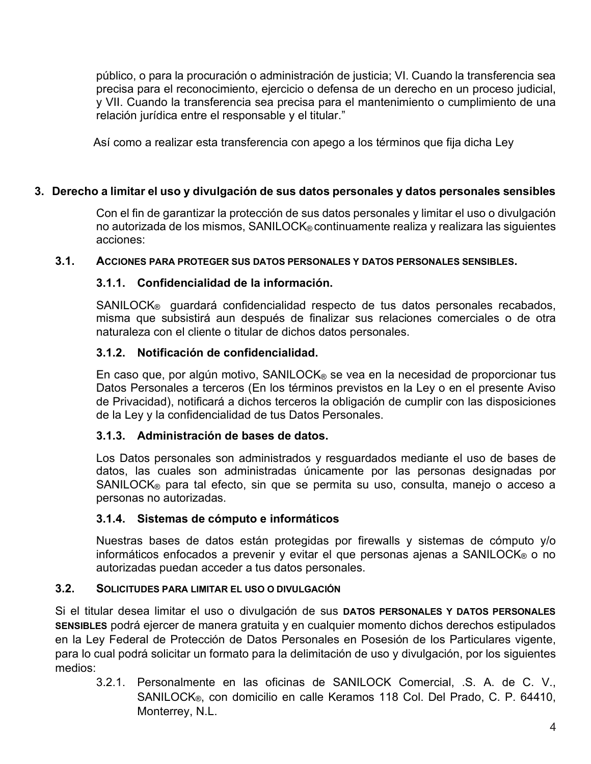público, o para la procuración o administración de justicia; VI. Cuando la transferencia sea precisa para el reconocimiento, ejercicio o defensa de un derecho en un proceso judicial, y VII. Cuando la transferencia sea precisa para el mantenimiento o cumplimiento de una relación jurídica entre el responsable y el titular."

Así como a realizar esta transferencia con apego a los términos que fija dicha Ley

## 3. Derecho a limitar el uso y divulgación de sus datos personales y datos personales sensibles

Con el fin de garantizar la protección de sus datos personales y limitar el uso o divulgación no autorizada de los mismos, SANILOCK® continuamente realiza y realizara las siguientes acciones:

### 3.1. ACCIONES PARA PROTEGER SUS DATOS PERSONALES Y DATOS PERSONALES SENSIBLES.

#### 3.1.1. Confidencialidad de la información.

SANILOCK® guardará confidencialidad respecto de tus datos personales recabados, misma que subsistirá aun después de finalizar sus relaciones comerciales o de otra naturaleza con el cliente o titular de dichos datos personales.

#### 3.1.2. Notificación de confidencialidad.

En caso que, por algún motivo, SANILOCK® se vea en la necesidad de proporcionar tus Datos Personales a terceros (En los términos previstos en la Ley o en el presente Aviso de Privacidad), notificará a dichos terceros la obligación de cumplir con las disposiciones de la Ley y la confidencialidad de tus Datos Personales.

#### 3.1.3. Administración de bases de datos.

Los Datos personales son administrados y resguardados mediante el uso de bases de datos, las cuales son administradas únicamente por las personas designadas por SANILOCK® para tal efecto, sin que se permita su uso, consulta, manejo o acceso a personas no autorizadas.

#### 3.1.4. Sistemas de cómputo e informáticos

Nuestras bases de datos están protegidas por firewalls y sistemas de cómputo y/o informáticos enfocados a prevenir y evitar el que personas ajenas a SANILOCK® o no autorizadas puedan acceder a tus datos personales.

### 3.2. SOLICITUDES PARA LIMITAR EL USO O DIVULGACIÓN

Si el titular desea limitar el uso o divulgación de sus **DATOS PERSONALES Y DATOS PERSONALES SENSIBLES** podrá ejercer de manera gratuita y en cualquier momento dichos derechos estipulados en la Ley Federal de Protección de Datos Personales en Posesión de los Particulares vigente, para lo cual podrá solicitar un formato para la delimitación de uso y divulgación, por los siguientes medios:

3.2.1. Personalmente en las oficinas de SANILOCK Comercial, .S. A. de C. V., SANILOCK®, con domicilio en calle Keramos 118 Col. Del Prado, C. P. 64410, Monterrey, N.L.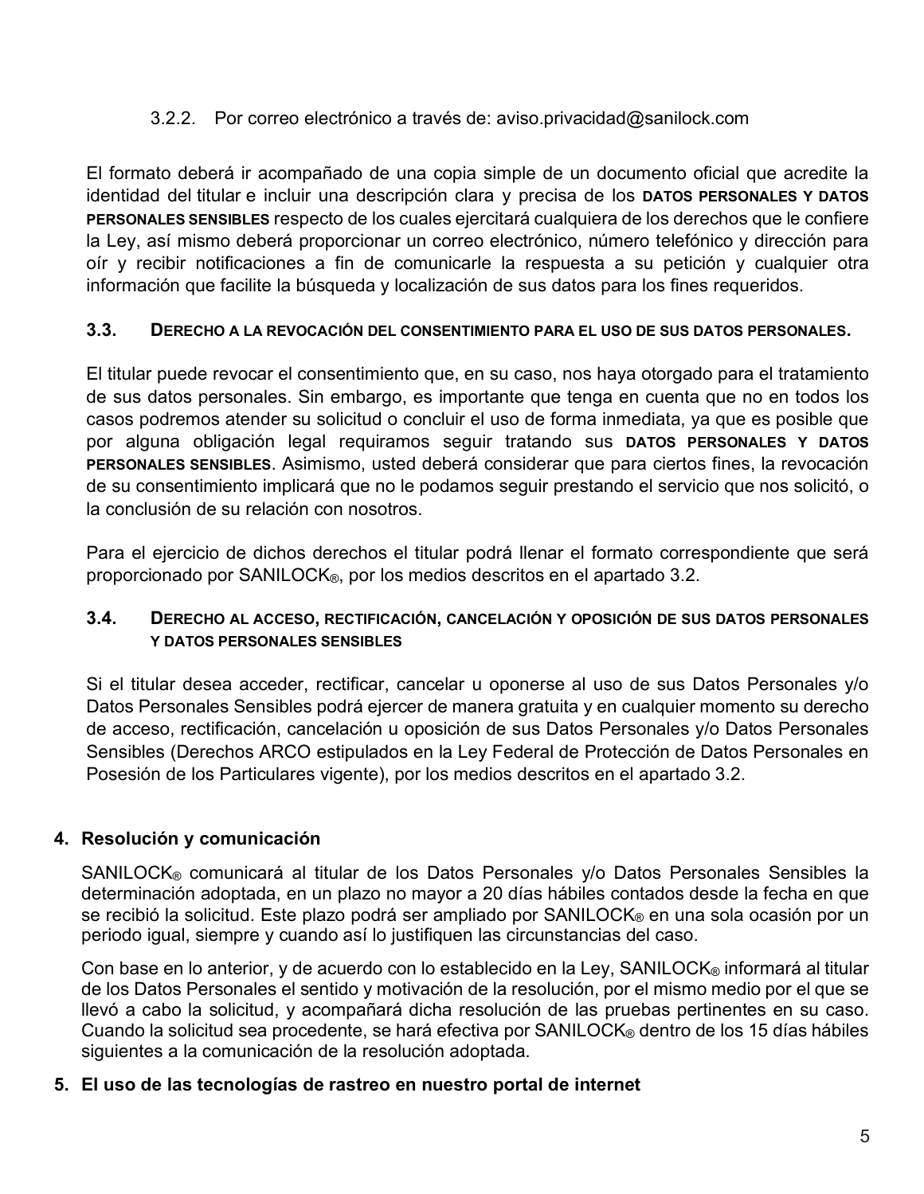3.2.2. Por correo electrónico a través de: aviso.privacidad@sanilock.com

El formato deberá ir acompañado de una copia simple de un documento oficial que acredite la identidad del titular e incluir una descripción clara y precisa de los **DATOS PERSONALES Y DATOS PERSONALES SENSIBLES** respecto de los cuales ejercitará cualquiera de los derechos que le confiere la Ley, así mismo deberá proporcionar un correo electrónico, número telefónico y dirección para oír y recibir notificaciones a fin de comunicarle la respuesta a su petición y cualquier otra información que facilite la búsqueda y localización de sus datos para los fines requeridos.

### 3.3. DERECHO A LA REVOCACIÓN DEL CONSENTIMIENTO PARA EL USO DE SUS DATOS PERSONALES.

El titular puede revocar el consentimiento que, en su caso, nos haya otorgado para el tratamiento de sus datos personales. Sin embargo, es importante que tenga en cuenta que no en todos los casos podremos atender su solicitud o concluir el uso de forma inmediata, ya que es posible que por alguna obligación legal requiramos seguir tratando sus **DATOS PERSONALES Y DATOS PERSONALES SENSIBLES**. Asimismo, usted deberá considerar que para ciertos fines, la revocación de su consentimiento implicará que no le podamos seguir prestando el servicio que nos solicitó, o la conclusión de su relación con nosotros.

Para el ejercicio de dichos derechos el titular podrá llenar el formato correspondiente que será proporcionado por SANILOCK®, por los medios descritos en el apartado 3.2.

### 3.4. DERECHO AL ACCESO, RECTIFICACIÓN, CANCELACIÓN Y OPOSICIÓN DE SUS DATOS PERSONALES Y DATOS PERSONALES SENSIBLES

Si el titular desea acceder, rectificar, cancelar u oponerse al uso de sus Datos Personales y/o Datos Personales Sensibles podrá ejercer de manera gratuita y en cualquier momento su derecho de acceso, rectificación, cancelación u oposición de sus Datos Personales y/o Datos Personales Sensibles (Derechos ARCO estipulados en la Ley Federal de Protección de Datos Personales en Posesión de los Particulares vigente), por los medios descritos en el apartado 3.2.

## 4. Resolución y comunicación

SANILOCK® comunicará al titular de los Datos Personales y/o Datos Personales Sensibles la determinación adoptada, en un plazo no mayor a 20 días hábiles contados desde la fecha en que se recibió la solicitud. Este plazo podrá ser ampliado por SANILOCK® en una sola ocasión por un periodo igual, siempre y cuando así lo justifiquen las circunstancias del caso.

Con base en lo anterior, y de acuerdo con lo establecido en la Ley, SANILOCK® informará al titular de los Datos Personales el sentido y motivación de la resolución, por el mismo medio por el que se llevó a cabo la solicitud, y acompañará dicha resolución de las pruebas pertinentes en su caso. Cuando la solicitud sea procedente, se hará efectiva por SANILOCK® dentro de los 15 días hábiles siguientes a la comunicación de la resolución adoptada.

## 5. El uso de las tecnologías de rastreo en nuestro portal de internet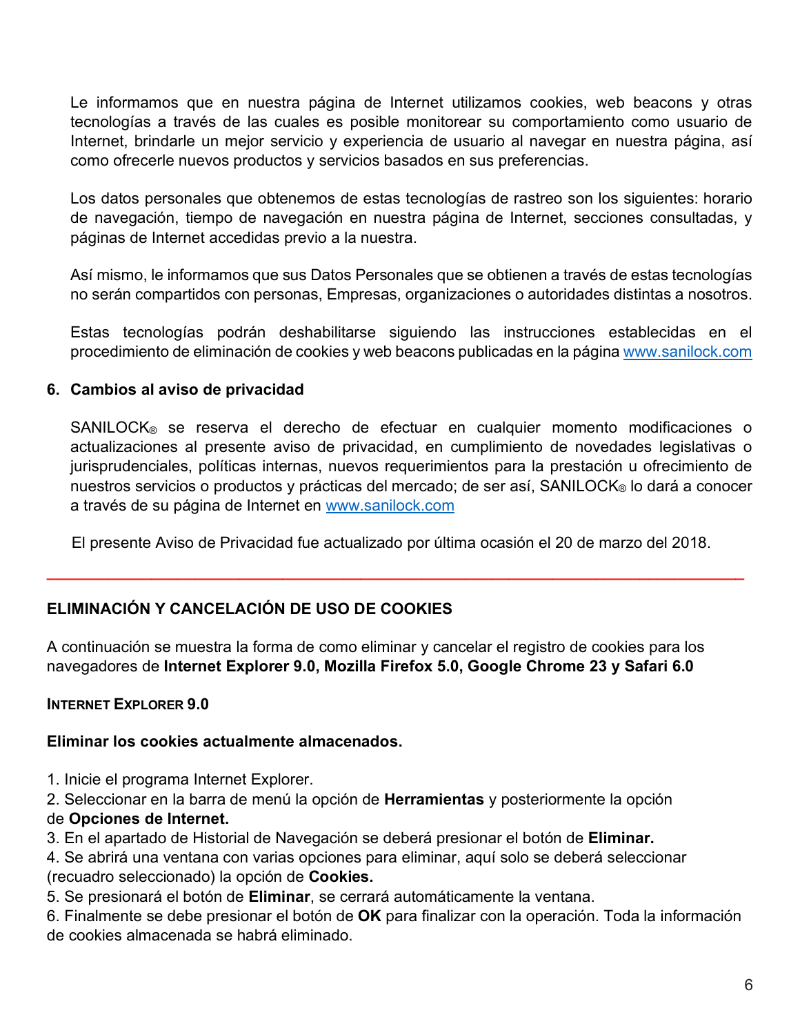Le informamos que en nuestra página de Internet utilizamos cookies, web beacons y otras tecnologías a través de las cuales es posible monitorear su comportamiento como usuario de Internet, brindarle un mejor servicio y experiencia de usuario al navegar en nuestra página, así como ofrecerle nuevos productos y servicios basados en sus preferencias.

Los datos personales que obtenemos de estas tecnologías de rastreo son los siguientes: horario de navegación, tiempo de navegación en nuestra página de Internet, secciones consultadas, y páginas de Internet accedidas previo a la nuestra.

Así mismo, le informamos que sus Datos Personales que se obtienen a través de estas tecnologías no serán compartidos con personas, Empresas, organizaciones o autoridades distintas a nosotros.

Estas tecnologías podrán deshabilitarse siguiendo las instrucciones establecidas en el procedimiento de eliminación de cookies y web beacons publicadas en la página [www.sanilock.com](http://www.sanilock.com)

### 6. Cambios al aviso de privacidad

SANILOCK® se reserva el derecho de efectuar en cualquier momento modificaciones o actualizaciones al presente aviso de privacidad, en cumplimiento de novedades legislativas o jurisprudenciales, políticas internas, nuevos requerimientos para la prestación u ofrecimiento de nuestros servicios o productos y prácticas del mercado; de ser así, SANILOCK® lo dará a conocer a través de su página de Internet en [www.sanilock.com](http://www.sanilock.com)

El presente Aviso de Privacidad fue actualizado por última ocasión el 20 de marzo del 2018.

---

## ELIMINACIÓN Y CANCELACIÓN DE USO DE COOKIES

A continuación se muestra la forma de como eliminar y cancelar el registro de cookies para los navegadores de **Internet Explorer 9.0, Mozilla Firefox 5.0, Google Chrome 23 y Safari 6.0**

### INTERNET EXPLORER 9.0

**Eliminar los cookies actualmente almacenados.**

1. Inicie el programa Internet Explorer.
2. Seleccionar en la barra de menú la opción de **Herramientas** y posteriormente la opción de **Opciones de Internet.**
3. En el apartado de Historial de Navegación se deberá presionar el botón de **Eliminar.**
4. Se abrirá una ventana con varias opciones para eliminar, aquí solo se deberá seleccionar (recuadro seleccionado) la opción de **Cookies.**
5. Se presionará el botón de **Eliminar**, se cerrará automáticamente la ventana.
6. Finalmente se debe presionar el botón de **OK** para finalizar con la operación. Toda la información de cookies almacenada se habrá eliminado.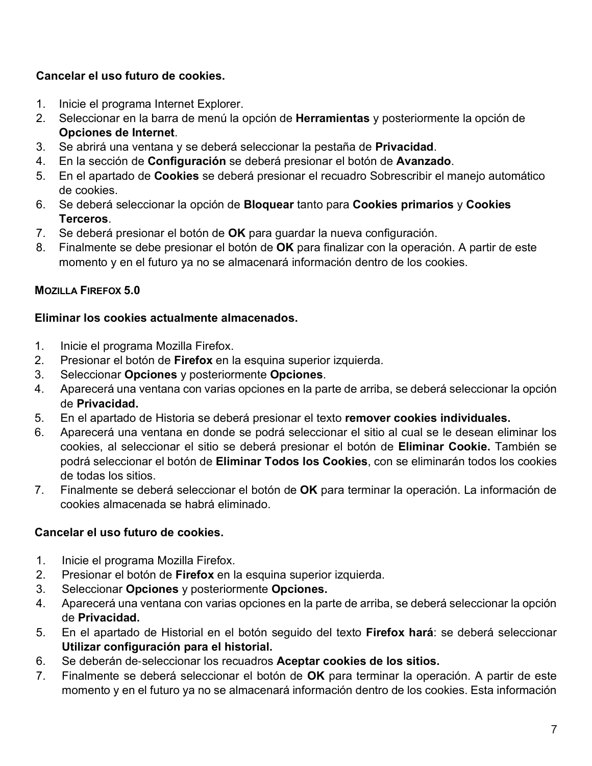**Cancelar el uso futuro de cookies.**

1. Inicie el programa Internet Explorer.
2. Seleccionar en la barra de menú la opción de **Herramientas** y posteriormente la opción de **Opciones de Internet**.
3. Se abrirá una ventana y se deberá seleccionar la pestaña de **Privacidad**.
4. En la sección de **Configuración** se deberá presionar el botón de **Avanzado**.
5. En el apartado de **Cookies** se deberá presionar el recuadro Sobrescribir el manejo automático de cookies.
6. Se deberá seleccionar la opción de **Bloquear** tanto para **Cookies primarios** y **Cookies Terceros**.
7. Se deberá presionar el botón de **OK** para guardar la nueva configuración.
8. Finalmente se debe presionar el botón de **OK** para finalizar con la operación. A partir de este momento y en el futuro ya no se almacenará información dentro de los cookies.

### MOZILLA FIREFOX 5.0

**Eliminar los cookies actualmente almacenados.**

1. Inicie el programa Mozilla Firefox.
2. Presionar el botón de **Firefox** en la esquina superior izquierda.
3. Seleccionar **Opciones** y posteriormente **Opciones**.
4. Aparecerá una ventana con varias opciones en la parte de arriba, se deberá seleccionar la opción de **Privacidad.**
5. En el apartado de Historia se deberá presionar el texto **remover cookies individuales.**
6. Aparecerá una ventana en donde se podrá seleccionar el sitio al cual se le desean eliminar los cookies, al seleccionar el sitio se deberá presionar el botón de **Eliminar Cookie.** También se podrá seleccionar el botón de **Eliminar Todos los Cookies**, con se eliminarán todos los cookies de todas los sitios.
7. Finalmente se deberá seleccionar el botón de **OK** para terminar la operación. La información de cookies almacenada se habrá eliminado.

**Cancelar el uso futuro de cookies.**

1. Inicie el programa Mozilla Firefox.
2. Presionar el botón de **Firefox** en la esquina superior izquierda.
3. Seleccionar **Opciones** y posteriormente **Opciones.**
4. Aparecerá una ventana con varias opciones en la parte de arriba, se deberá seleccionar la opción de **Privacidad.**
5. En el apartado de Historial en el botón seguido del texto **Firefox hará**: se deberá seleccionar **Utilizar configuración para el historial.**
6. Se deberán de-seleccionar los recuadros **Aceptar cookies de los sitios.**
7. Finalmente se deberá seleccionar el botón de **OK** para terminar la operación. A partir de este momento y en el futuro ya no se almacenará información dentro de los cookies. Esta información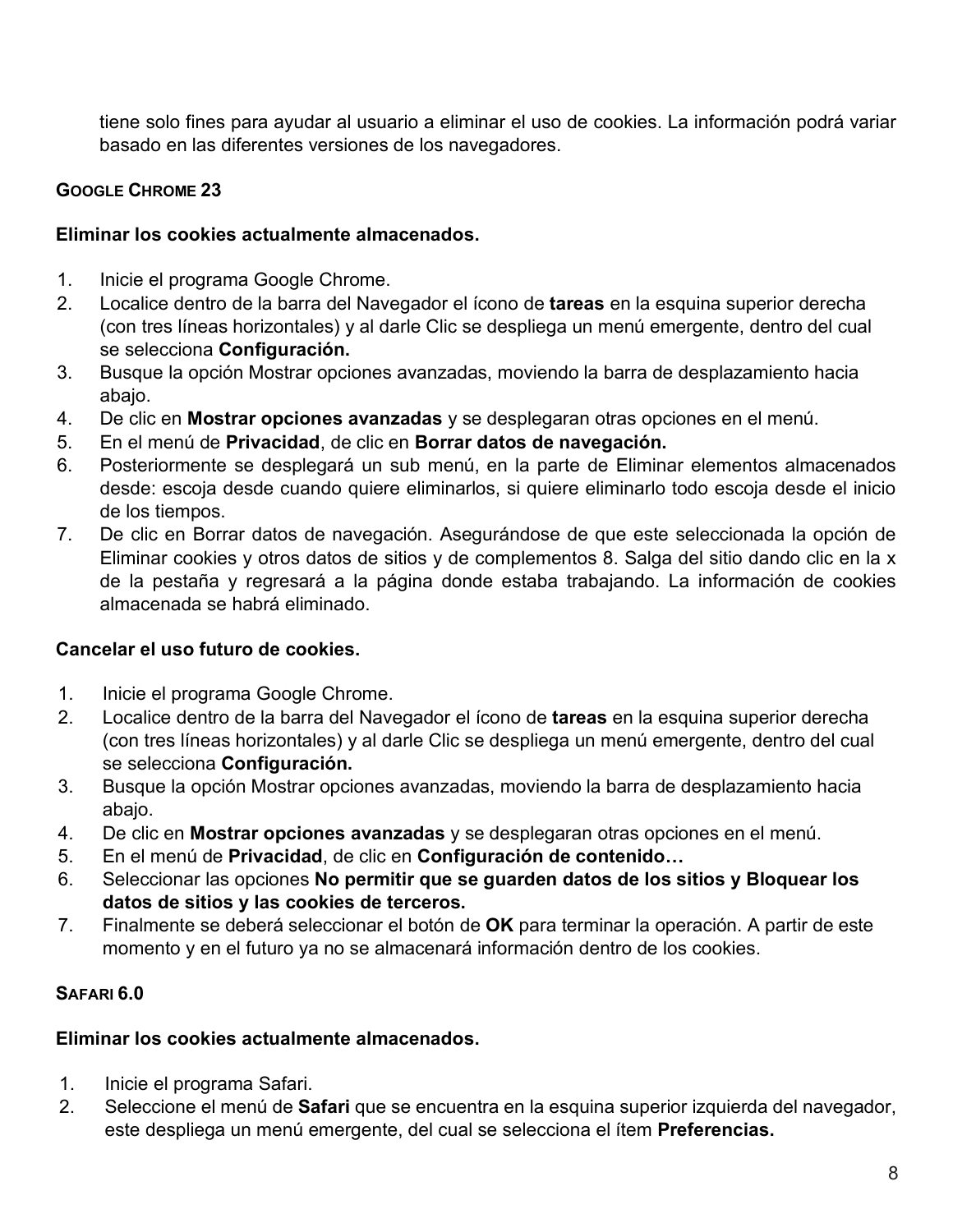tiene solo fines para ayudar al usuario a eliminar el uso de cookies. La información podrá variar basado en las diferentes versiones de los navegadores.

### GOOGLE CHROME 23

**Eliminar los cookies actualmente almacenados.**

1. Inicie el programa Google Chrome.
2. Localice dentro de la barra del Navegador el ícono de **tareas** en la esquina superior derecha (con tres líneas horizontales) y al darle Clic se despliega un menú emergente, dentro del cual se selecciona **Configuración.**
3. Busque la opción Mostrar opciones avanzadas, moviendo la barra de desplazamiento hacia abajo.
4. De clic en **Mostrar opciones avanzadas** y se desplegaran otras opciones en el menú.
5. En el menú de **Privacidad**, de clic en **Borrar datos de navegación.**
6. Posteriormente se desplegará un sub menú, en la parte de Eliminar elementos almacenados desde: escoja desde cuando quiere eliminarlos, si quiere eliminarlo todo escoja desde el inicio de los tiempos.
7. De clic en Borrar datos de navegación. Asegurándose de que este seleccionada la opción de Eliminar cookies y otros datos de sitios y de complementos 8. Salga del sitio dando clic en la x de la pestaña y regresará a la página donde estaba trabajando. La información de cookies almacenada se habrá eliminado.

**Cancelar el uso futuro de cookies.**

1. Inicie el programa Google Chrome.
2. Localice dentro de la barra del Navegador el ícono de **tareas** en la esquina superior derecha (con tres líneas horizontales) y al darle Clic se despliega un menú emergente, dentro del cual se selecciona **Configuración.**
3. Busque la opción Mostrar opciones avanzadas, moviendo la barra de desplazamiento hacia abajo.
4. De clic en **Mostrar opciones avanzadas** y se desplegaran otras opciones en el menú.
5. En el menú de **Privacidad**, de clic en **Configuración de contenido…**
6. Seleccionar las opciones **No permitir que se guarden datos de los sitios y Bloquear los datos de sitios y las cookies de terceros.**
7. Finalmente se deberá seleccionar el botón de **OK** para terminar la operación. A partir de este momento y en el futuro ya no se almacenará información dentro de los cookies.

### SAFARI 6.0

**Eliminar los cookies actualmente almacenados.**

1. Inicie el programa Safari.
2. Seleccione el menú de **Safari** que se encuentra en la esquina superior izquierda del navegador, este despliega un menú emergente, del cual se selecciona el ítem **Preferencias.**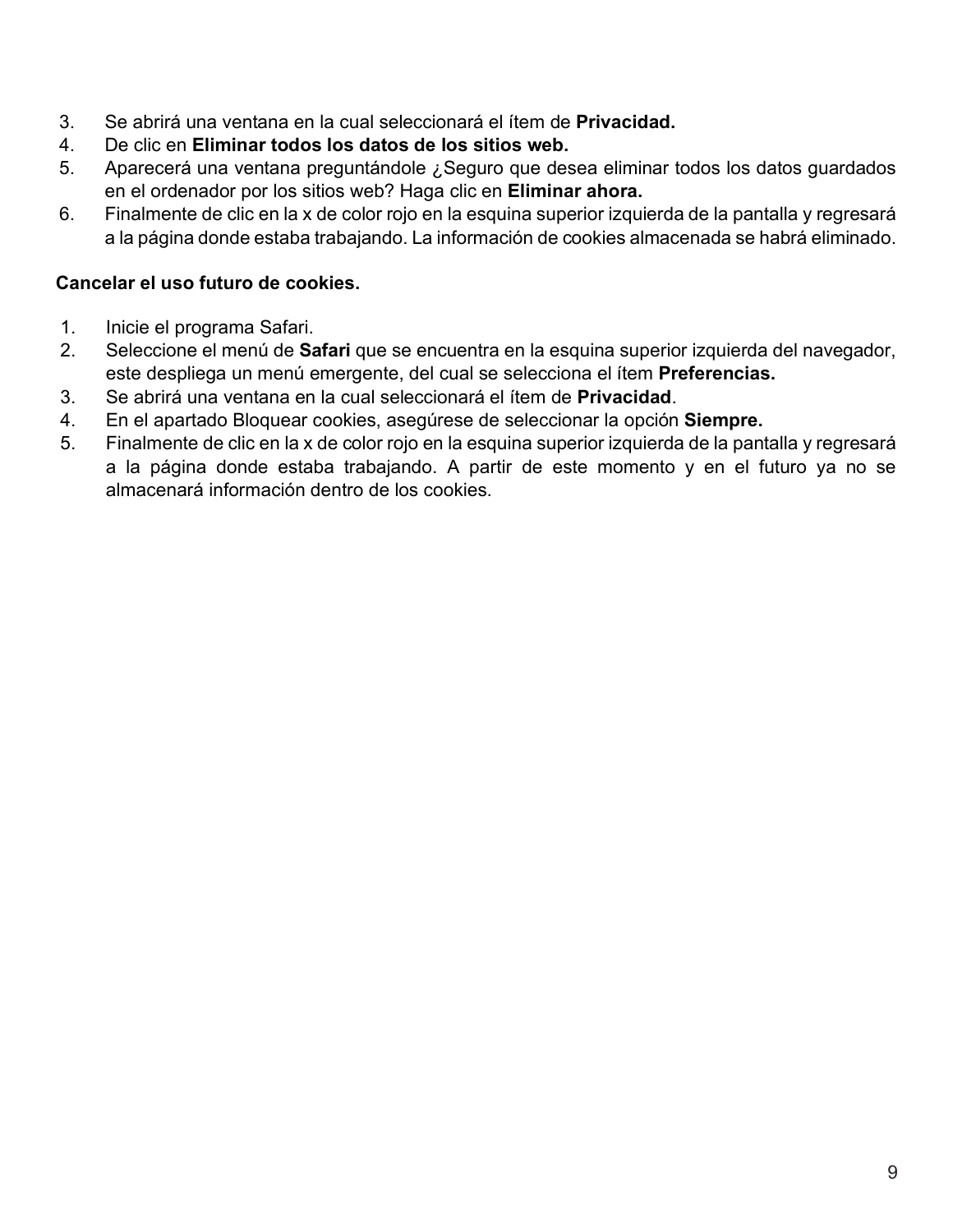3. Se abrirá una ventana en la cual seleccionará el ítem de **Privacidad.**
4. De clic en **Eliminar todos los datos de los sitios web.**
5. Aparecerá una ventana preguntándole ¿Seguro que desea eliminar todos los datos guardados en el ordenador por los sitios web? Haga clic en **Eliminar ahora.**
6. Finalmente de clic en la x de color rojo en la esquina superior izquierda de la pantalla y regresará a la página donde estaba trabajando. La información de cookies almacenada se habrá eliminado.

**Cancelar el uso futuro de cookies.**

1. Inicie el programa Safari.
2. Seleccione el menú de **Safari** que se encuentra en la esquina superior izquierda del navegador, este despliega un menú emergente, del cual se selecciona el ítem **Preferencias.**
3. Se abrirá una ventana en la cual seleccionará el ítem de **Privacidad**.
4. En el apartado Bloquear cookies, asegúrese de seleccionar la opción **Siempre.**
5. Finalmente de clic en la x de color rojo en la esquina superior izquierda de la pantalla y regresará a la página donde estaba trabajando. A partir de este momento y en el futuro ya no se almacenará información dentro de los cookies.